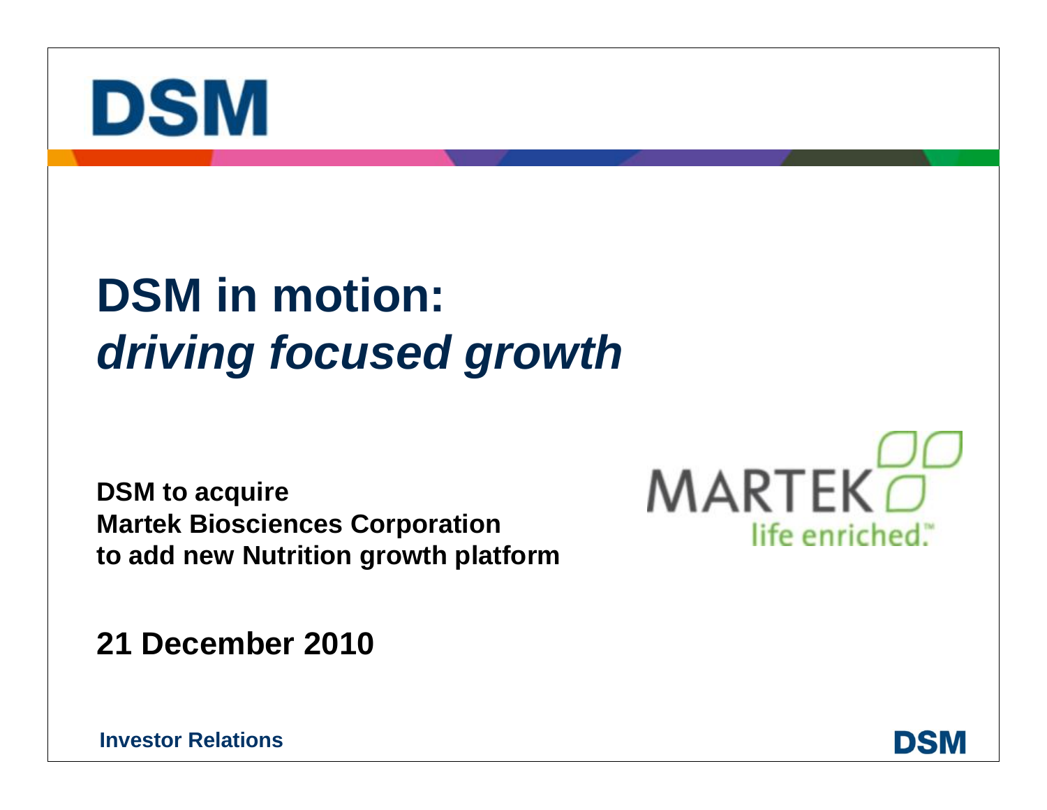DSM

# DSM in motion: *driving focused growth*

**DSM to acquire**
**Martek Biosciences Corporation**
**to add new Nutrition growth platform**

MARTEK life enriched.™

**21 December 2010**

**Investor Relations**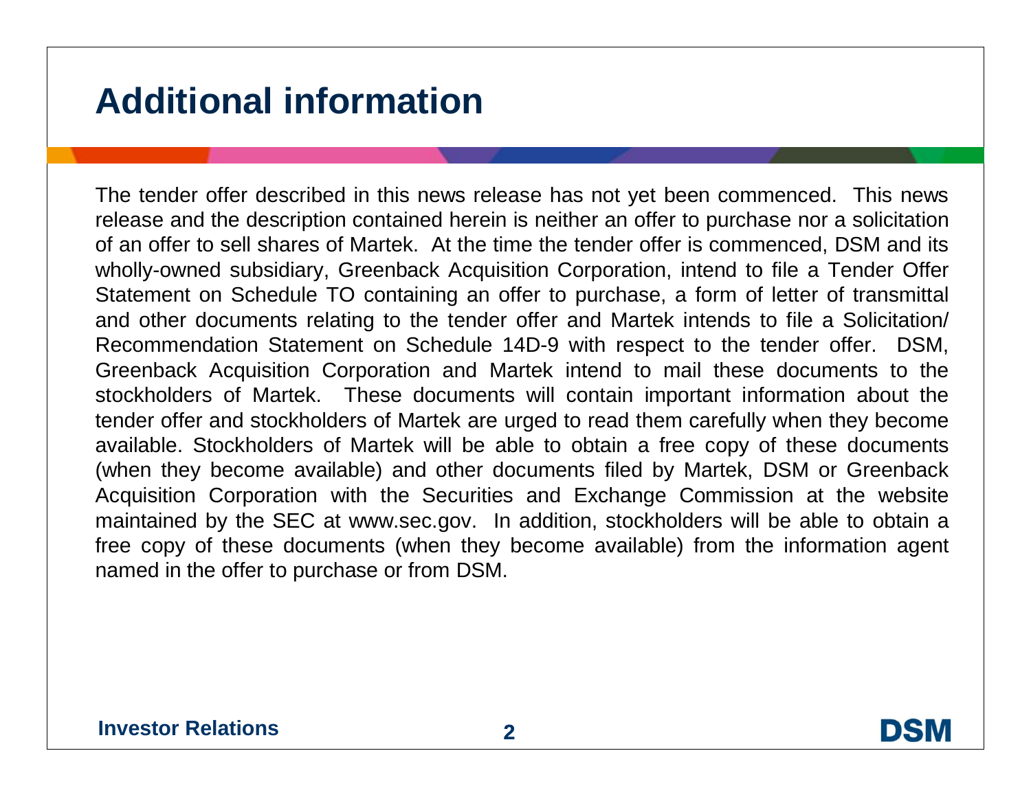# Additional information

The tender offer described in this news release has not yet been commenced. This news release and the description contained herein is neither an offer to purchase nor a solicitation of an offer to sell shares of Martek. At the time the tender offer is commenced, DSM and its wholly-owned subsidiary, Greenback Acquisition Corporation, intend to file a Tender Offer Statement on Schedule TO containing an offer to purchase, a form of letter of transmittal and other documents relating to the tender offer and Martek intends to file a Solicitation/ Recommendation Statement on Schedule 14D-9 with respect to the tender offer. DSM, Greenback Acquisition Corporation and Martek intend to mail these documents to the stockholders of Martek. These documents will contain important information about the tender offer and stockholders of Martek are urged to read them carefully when they become available. Stockholders of Martek will be able to obtain a free copy of these documents (when they become available) and other documents filed by Martek, DSM or Greenback Acquisition Corporation with the Securities and Exchange Commission at the website maintained by the SEC at www.sec.gov. In addition, stockholders will be able to obtain a free copy of these documents (when they become available) from the information agent named in the offer to purchase or from DSM.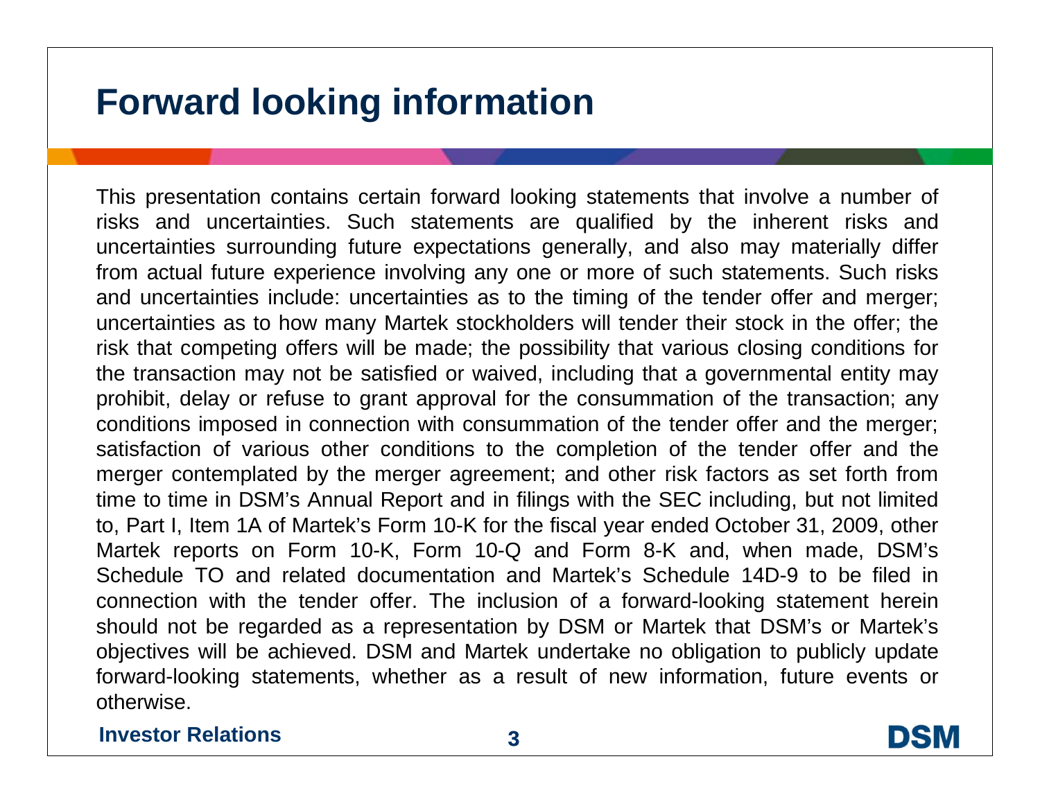# Forward looking information

This presentation contains certain forward looking statements that involve a number of risks and uncertainties. Such statements are qualified by the inherent risks and uncertainties surrounding future expectations generally, and also may materially differ from actual future experience involving any one or more of such statements. Such risks and uncertainties include: uncertainties as to the timing of the tender offer and merger; uncertainties as to how many Martek stockholders will tender their stock in the offer; the risk that competing offers will be made; the possibility that various closing conditions for the transaction may not be satisfied or waived, including that a governmental entity may prohibit, delay or refuse to grant approval for the consummation of the transaction; any conditions imposed in connection with consummation of the tender offer and the merger; satisfaction of various other conditions to the completion of the tender offer and the merger contemplated by the merger agreement; and other risk factors as set forth from time to time in DSM's Annual Report and in filings with the SEC including, but not limited to, Part I, Item 1A of Martek's Form 10-K for the fiscal year ended October 31, 2009, other Martek reports on Form 10-K, Form 10-Q and Form 8-K and, when made, DSM's Schedule TO and related documentation and Martek's Schedule 14D-9 to be filed in connection with the tender offer. The inclusion of a forward-looking statement herein should not be regarded as a representation by DSM or Martek that DSM's or Martek's objectives will be achieved. DSM and Martek undertake no obligation to publicly update forward-looking statements, whether as a result of new information, future events or otherwise.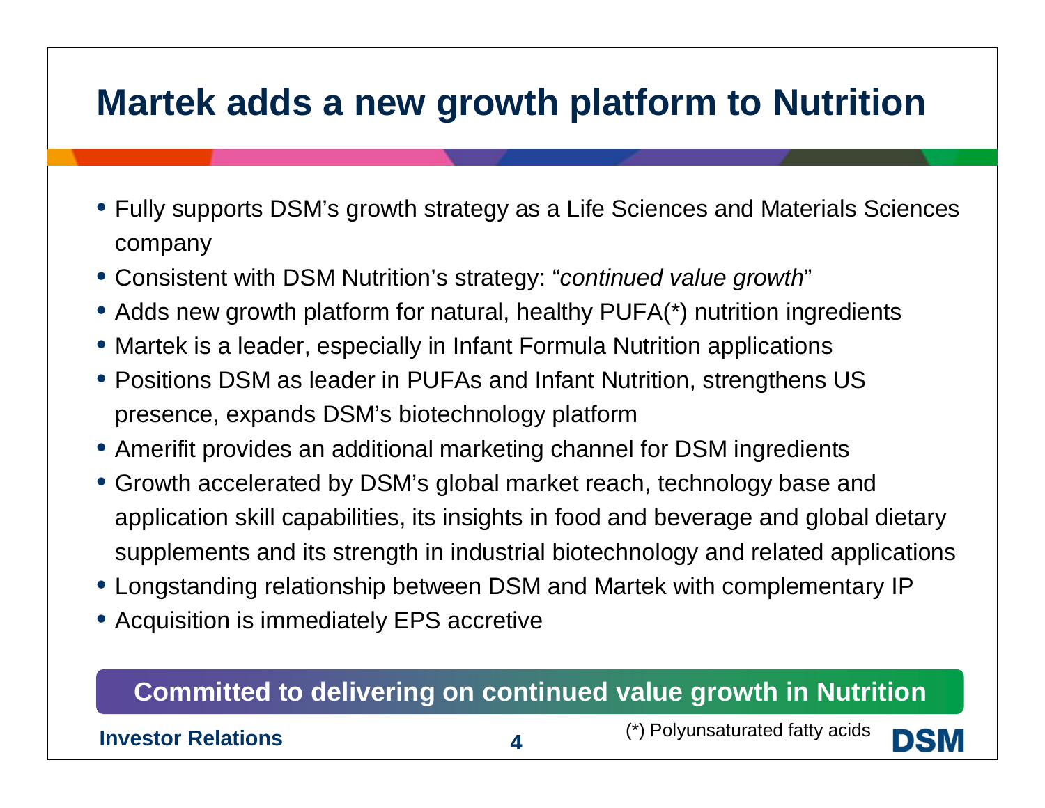# Martek adds a new growth platform to Nutrition

- Fully supports DSM's growth strategy as a Life Sciences and Materials Sciences company
- Consistent with DSM Nutrition's strategy: "*continued value growth*"
- Adds new growth platform for natural, healthy PUFA(*) nutrition ingredients
- Martek is a leader, especially in Infant Formula Nutrition applications
- Positions DSM as leader in PUFAs and Infant Nutrition, strengthens US presence, expands DSM's biotechnology platform
- Amerifit provides an additional marketing channel for DSM ingredients
- Growth accelerated by DSM's global market reach, technology base and application skill capabilities, its insights in food and beverage and global dietary supplements and its strength in industrial biotechnology and related applications
- Longstanding relationship between DSM and Martek with complementary IP
- Acquisition is immediately EPS accretive

**Committed to delivering on continued value growth in Nutrition**

(*) Polyunsaturated fatty acids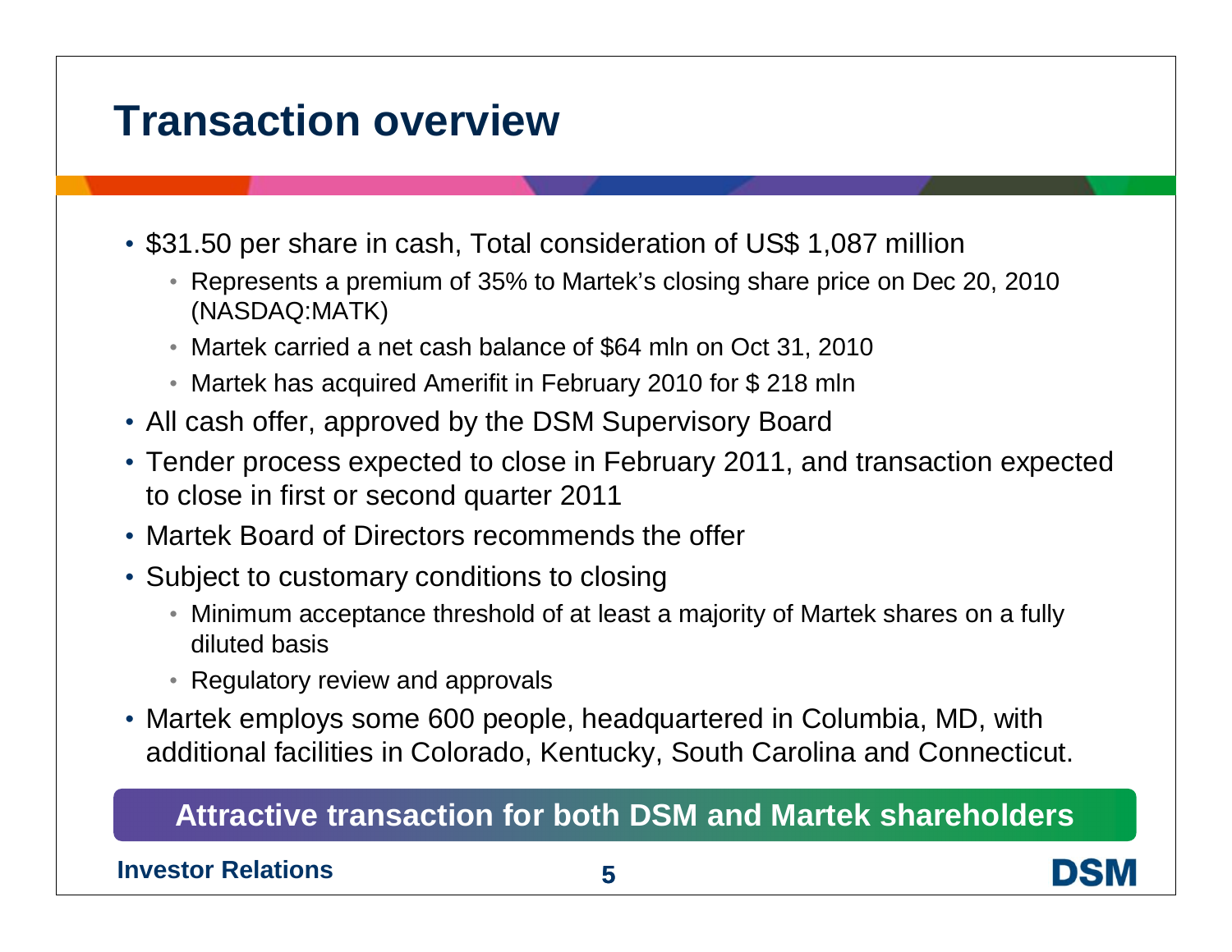# Transaction overview

- $31.50 per share in cash, Total consideration of US$ 1,087 million
  - Represents a premium of 35% to Martek's closing share price on Dec 20, 2010 (NASDAQ:MATK)
  - Martek carried a net cash balance of $64 mln on Oct 31, 2010
  - Martek has acquired Amerifit in February 2010 for $ 218 mln
- All cash offer, approved by the DSM Supervisory Board
- Tender process expected to close in February 2011, and transaction expected to close in first or second quarter 2011
- Martek Board of Directors recommends the offer
- Subject to customary conditions to closing
  - Minimum acceptance threshold of at least a majority of Martek shares on a fully diluted basis
  - Regulatory review and approvals
- Martek employs some 600 people, headquartered in Columbia, MD, with additional facilities in Colorado, Kentucky, South Carolina and Connecticut.

**Attractive transaction for both DSM and Martek shareholders**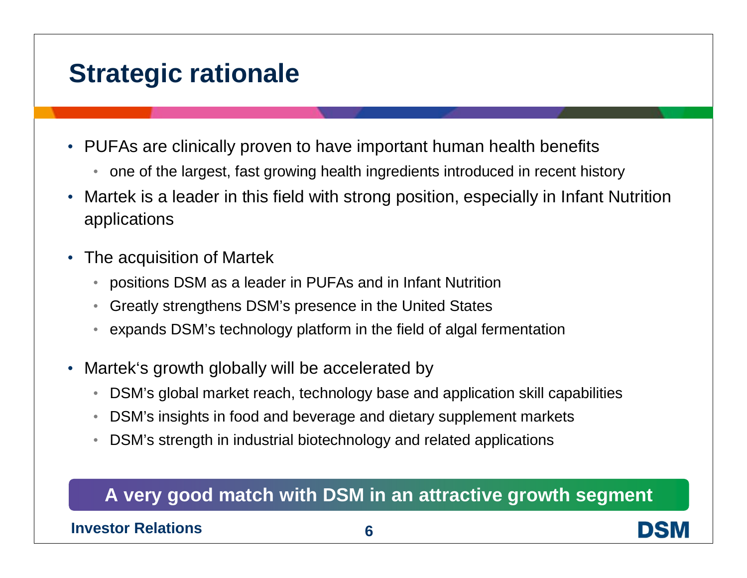# Strategic rationale

- PUFAs are clinically proven to have important human health benefits
  - one of the largest, fast growing health ingredients introduced in recent history
- Martek is a leader in this field with strong position, especially in Infant Nutrition applications
- The acquisition of Martek
  - positions DSM as a leader in PUFAs and in Infant Nutrition
  - Greatly strengthens DSM's presence in the United States
  - expands DSM's technology platform in the field of algal fermentation
- Martek's growth globally will be accelerated by
  - DSM's global market reach, technology base and application skill capabilities
  - DSM's insights in food and beverage and dietary supplement markets
  - DSM's strength in industrial biotechnology and related applications

**A very good match with DSM in an attractive growth segment**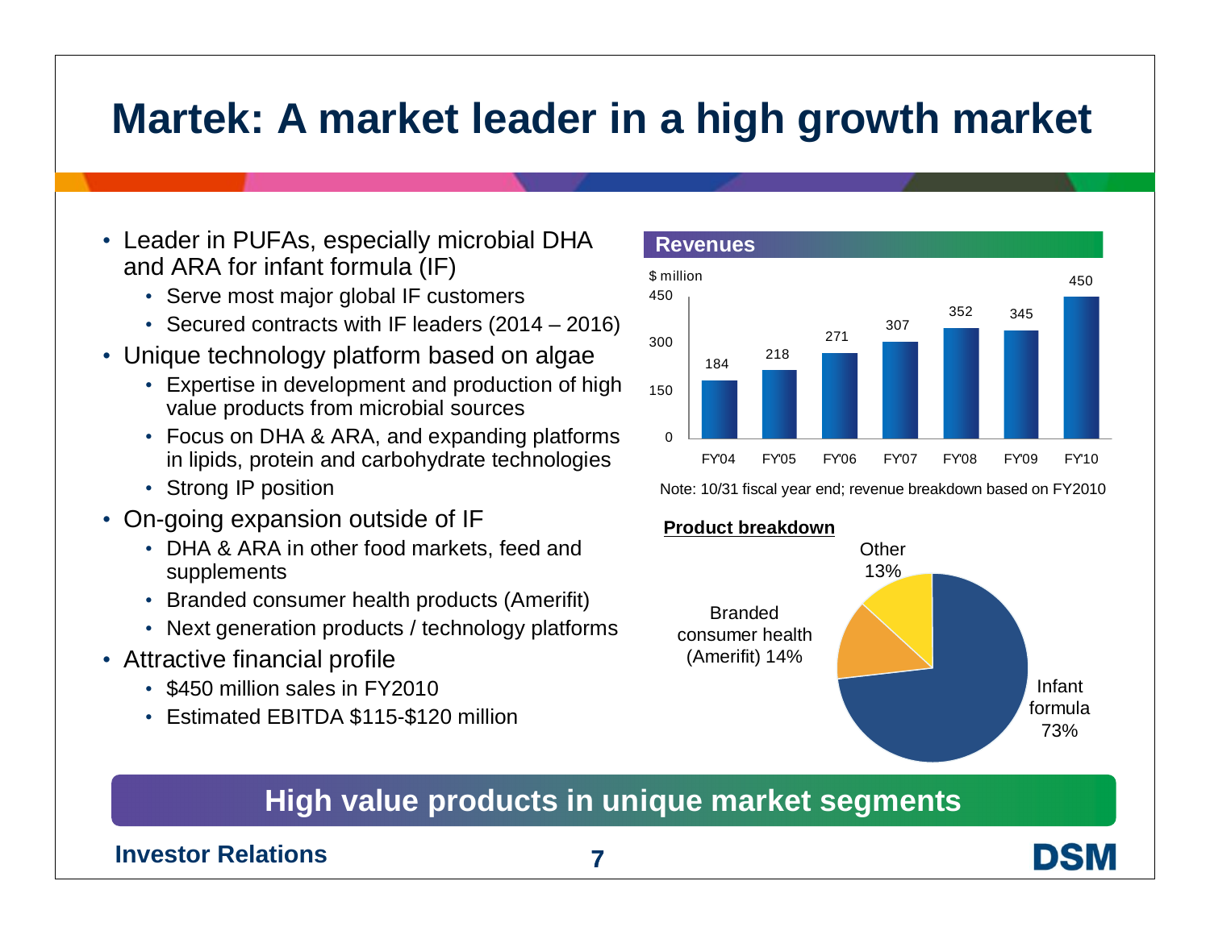# Martek: A market leader in a high growth market

- Leader in PUFAs, especially microbial DHA and ARA for infant formula (IF)
  - Serve most major global IF customers
  - Secured contracts with IF leaders (2014 – 2016)
- Unique technology platform based on algae
  - Expertise in development and production of high value products from microbial sources
  - Focus on DHA & ARA, and expanding platforms in lipids, protein and carbohydrate technologies
  - Strong IP position
- On-going expansion outside of IF
  - DHA & ARA in other food markets, feed and supplements
  - Branded consumer health products (Amerifit)
  - Next generation products / technology platforms
- Attractive financial profile
  - $450 million sales in FY2010
  - Estimated EBITDA $115-$120 million

**Revenues**

$ million

| FY'04 | FY'05 | FY'06 | FY'07 | FY'08 | FY'09 | FY'10 |
|---|---|---|---|---|---|---|
| 184 | 218 | 271 | 307 | 352 | 345 | 450 |

Note: 10/31 fiscal year end; revenue breakdown based on FY2010

**Product breakdown**

| Segment | Share |
|---|---|
| Infant formula | 73% |
| Branded consumer health (Amerifit) | 14% |
| Other | 13% |

**High value products in unique market segments**

Investor Relations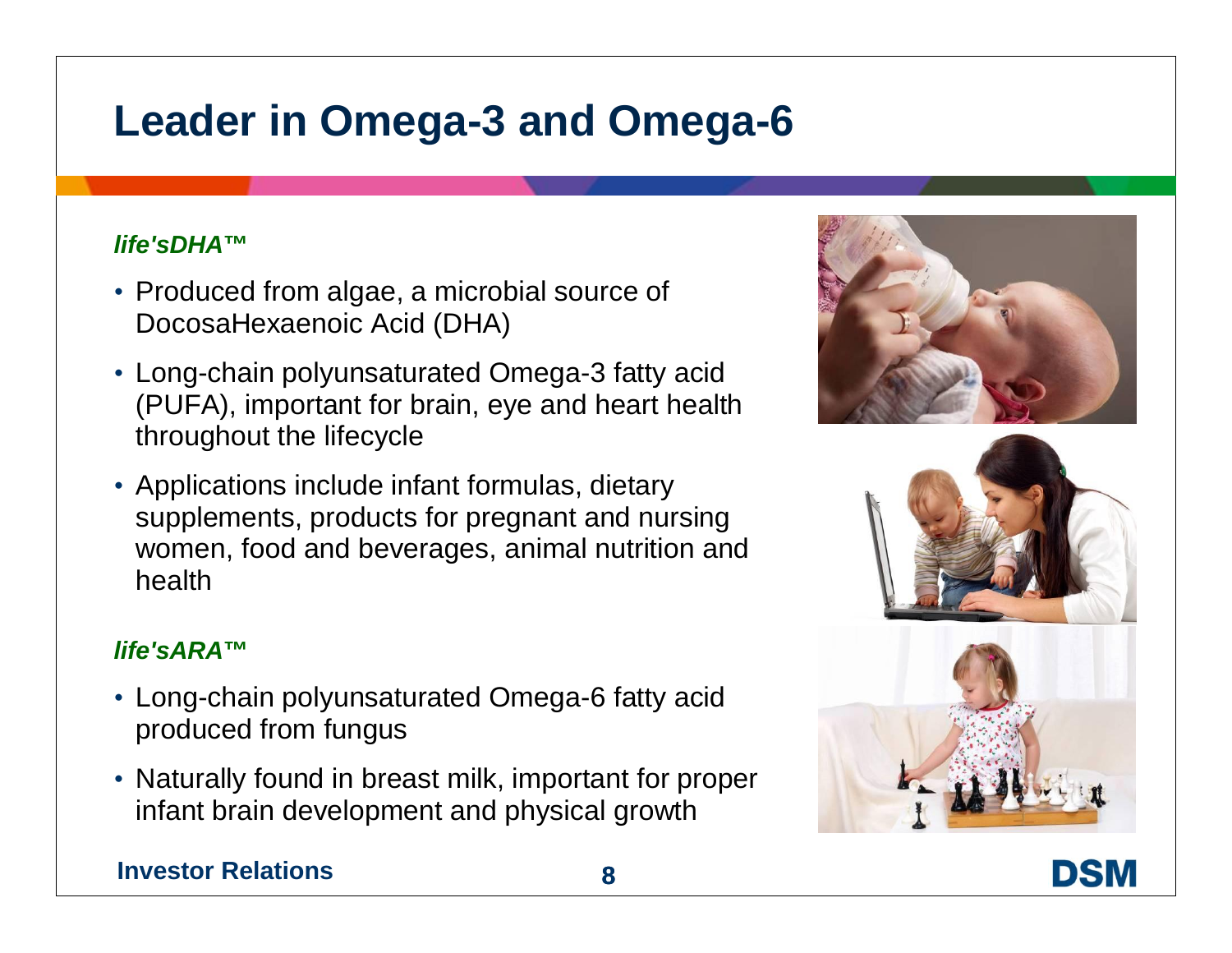# Leader in Omega-3 and Omega-6

***life'sDHA™***

- Produced from algae, a microbial source of DocosaHexaenoic Acid (DHA)
- Long-chain polyunsaturated Omega-3 fatty acid (PUFA), important for brain, eye and heart health throughout the lifecycle
- Applications include infant formulas, dietary supplements, products for pregnant and nursing women, food and beverages, animal nutrition and health

***life'sARA™***

- Long-chain polyunsaturated Omega-6 fatty acid produced from fungus
- Naturally found in breast milk, important for proper infant brain development and physical growth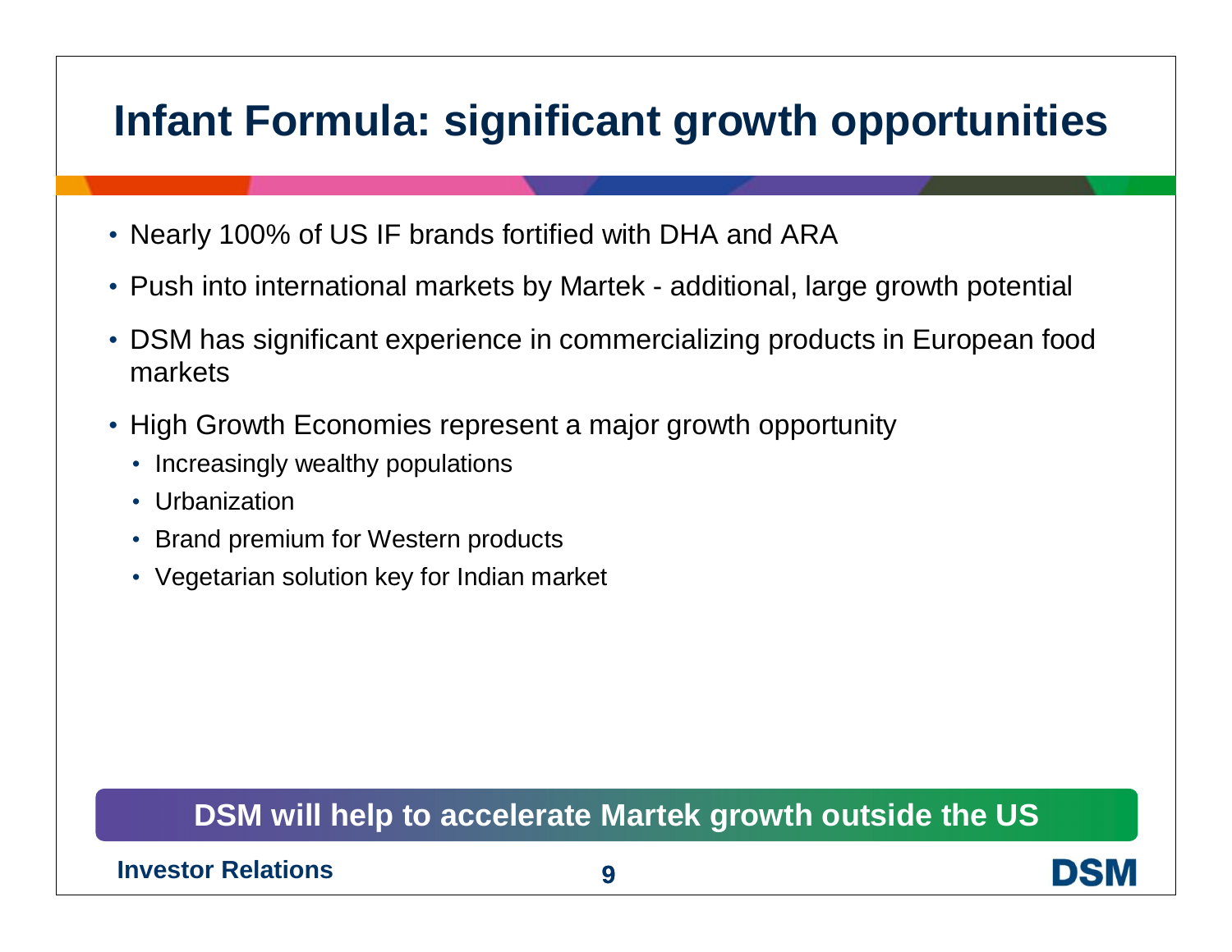# Infant Formula: significant growth opportunities

- Nearly 100% of US IF brands fortified with DHA and ARA
- Push into international markets by Martek - additional, large growth potential
- DSM has significant experience in commercializing products in European food markets
- High Growth Economies represent a major growth opportunity
  - Increasingly wealthy populations
  - Urbanization
  - Brand premium for Western products
  - Vegetarian solution key for Indian market

**DSM will help to accelerate Martek growth outside the US**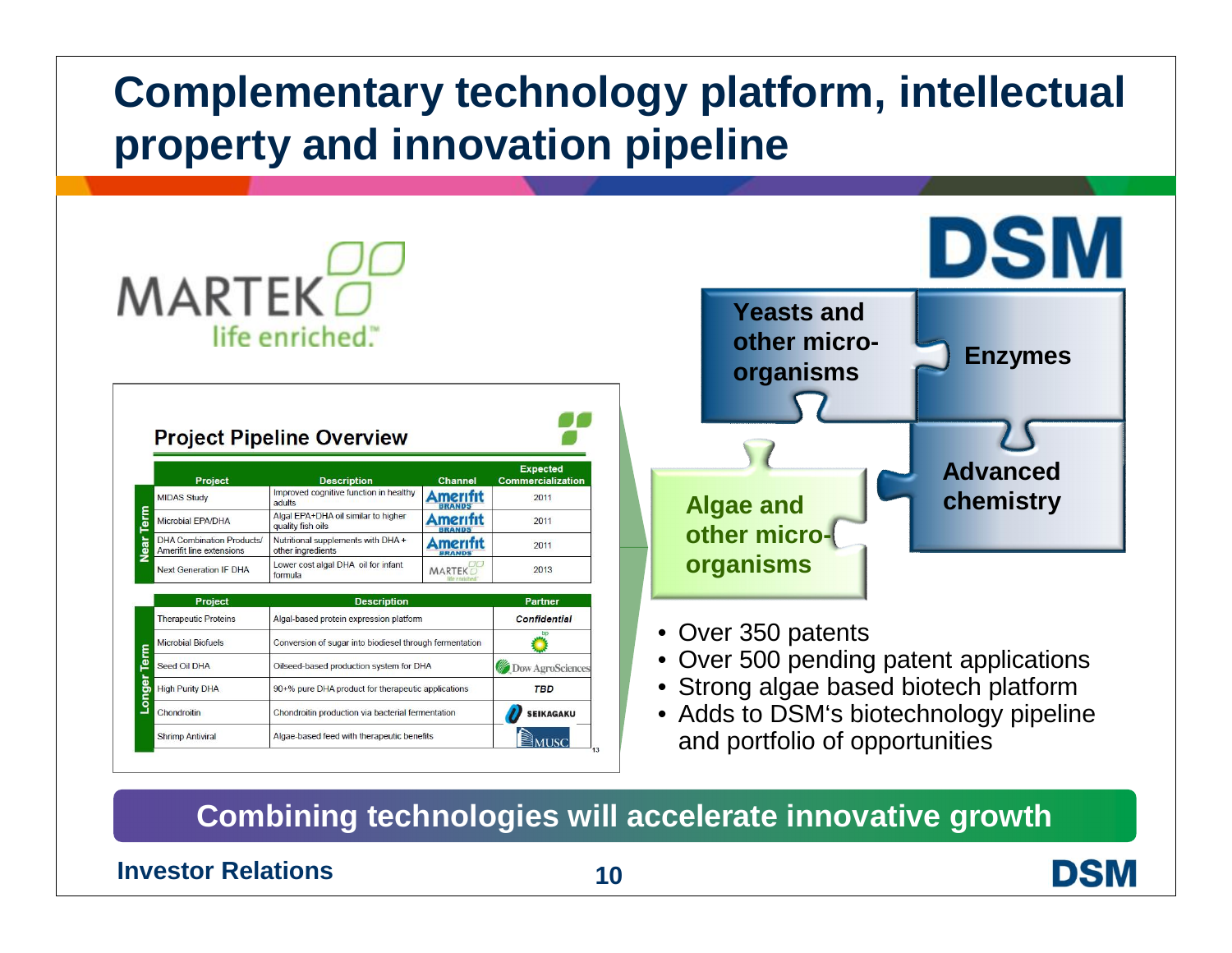# Complementary technology platform, intellectual property and innovation pipeline

MARTEK
life enriched.

### Project Pipeline Overview

| | Project | Description | Channel | Expected Commercialization |
|---|---|---|---|---|
| Near Term | MIDAS Study | Improved cognitive function in healthy adults | Amerifit Brands | 2011 |
| | Microbial EPA/DHA | Algal EPA+DHA oil similar to higher quality fish oils | Amerifit Brands | 2011 |
| | DHA Combination Products/ Amerifit line extensions | Nutritional supplements with DHA + other ingredients | Amerifit Brands | 2011 |
| | Next Generation IF DHA | Lower cost algal DHA oil for infant formula | Martek | 2013 |

| | Project | Description | Partner |
|---|---|---|---|
| Longer Term | Therapeutic Proteins | Algal-based protein expression platform | Confidential |
| | Microbial Biofuels | Conversion of sugar into biodiesel through fermentation | bp |
| | Seed Oil DHA | Oilseed-based production system for DHA | Dow AgroSciences |
| | High Purity DHA | 90+% pure DHA product for therapeutic applications | TBD |
| | Chondroitin | Chondroitin production via bacterial fermentation | Seikagaku |
| | Shrimp Antiviral | Algae-based feed with therapeutic benefits | MUSC |

DSM

- Yeasts and other micro-organisms
- Enzymes
- Advanced chemistry
- Algae and other micro-organisms

- Over 350 patents
- Over 500 pending patent applications
- Strong algae based biotech platform
- Adds to DSM's biotechnology pipeline and portfolio of opportunities

**Combining technologies will accelerate innovative growth**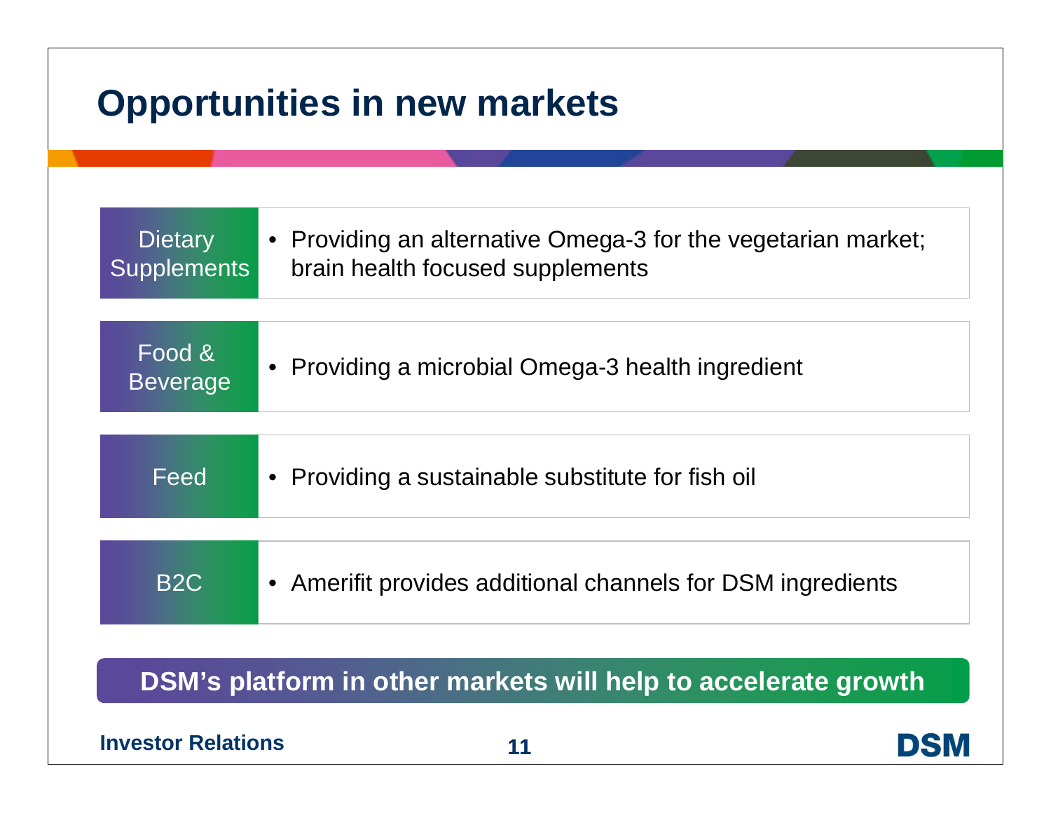# Opportunities in new markets

| | |
|---|---|
| Dietary Supplements | • Providing an alternative Omega-3 for the vegetarian market; brain health focused supplements |
| Food & Beverage | • Providing a microbial Omega-3 health ingredient |
| Feed | • Providing a sustainable substitute for fish oil |
| B2C | • Amerifit provides additional channels for DSM ingredients |

**DSM's platform in other markets will help to accelerate growth**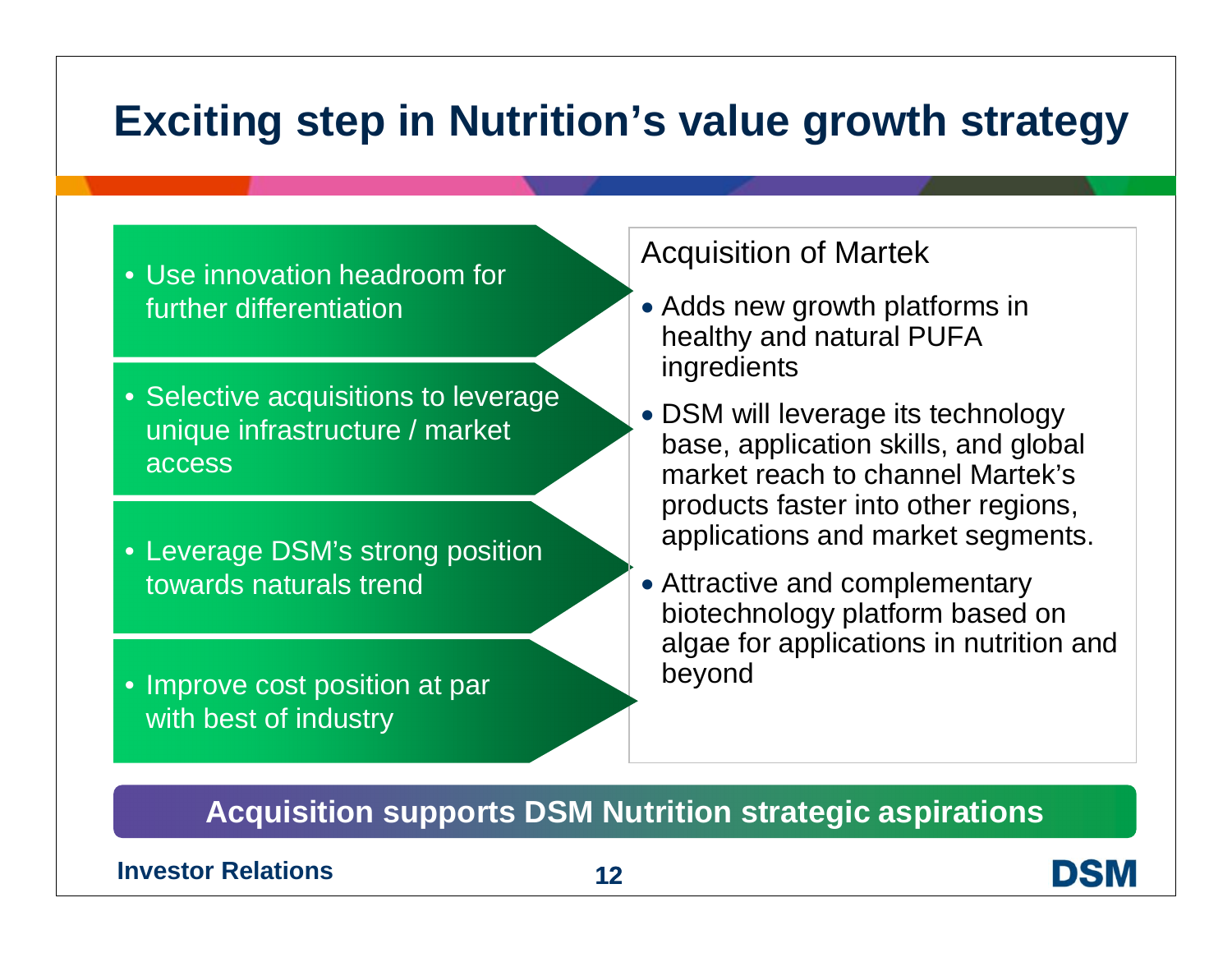# Exciting step in Nutrition's value growth strategy

- Use innovation headroom for further differentiation
- Selective acquisitions to leverage unique infrastructure / market access
- Leverage DSM's strong position towards naturals trend
- Improve cost position at par with best of industry

Acquisition of Martek

- Adds new growth platforms in healthy and natural PUFA ingredients
- DSM will leverage its technology base, application skills, and global market reach to channel Martek's products faster into other regions, applications and market segments.
- Attractive and complementary biotechnology platform based on algae for applications in nutrition and beyond

**Acquisition supports DSM Nutrition strategic aspirations**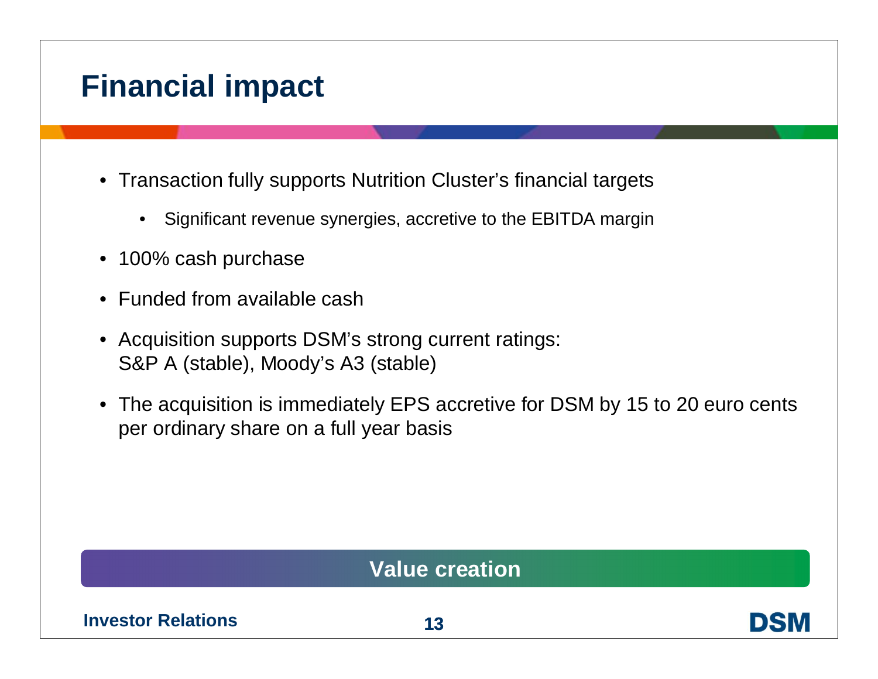# Financial impact

- Transaction fully supports Nutrition Cluster's financial targets
  - Significant revenue synergies, accretive to the EBITDA margin
- 100% cash purchase
- Funded from available cash
- Acquisition supports DSM's strong current ratings:
  S&P A (stable), Moody's A3 (stable)
- The acquisition is immediately EPS accretive for DSM by 15 to 20 euro cents per ordinary share on a full year basis

**Value creation**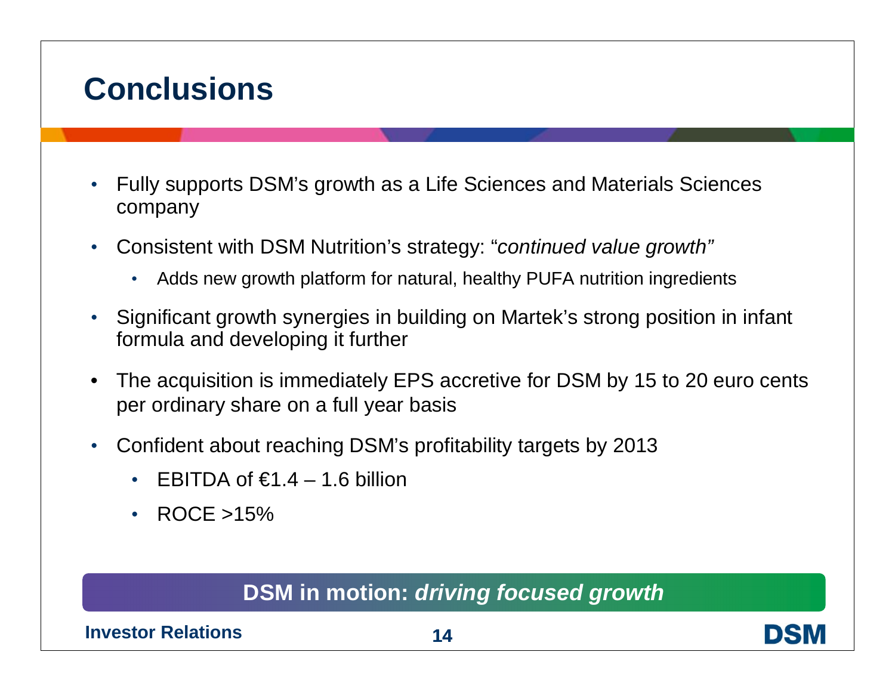# Conclusions

- Fully supports DSM's growth as a Life Sciences and Materials Sciences company
- Consistent with DSM Nutrition's strategy: "*continued value growth"*
  - Adds new growth platform for natural, healthy PUFA nutrition ingredients
- Significant growth synergies in building on Martek's strong position in infant formula and developing it further
- The acquisition is immediately EPS accretive for DSM by 15 to 20 euro cents per ordinary share on a full year basis
- Confident about reaching DSM's profitability targets by 2013
  - EBITDA of €1.4 – 1.6 billion
  - ROCE >15%

**DSM in motion: *driving focused growth***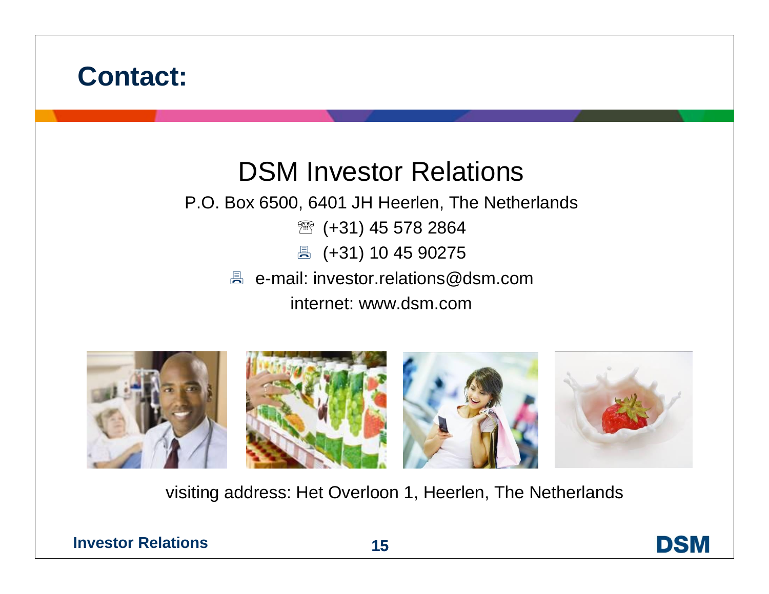# Contact:

## DSM Investor Relations

P.O. Box 6500, 6401 JH Heerlen, The Netherlands

☏ (+31) 45 578 2864

🖷 (+31) 10 45 90275

🖷 e-mail: investor.relations@dsm.com

internet: www.dsm.com

visiting address: Het Overloon 1, Heerlen, The Netherlands